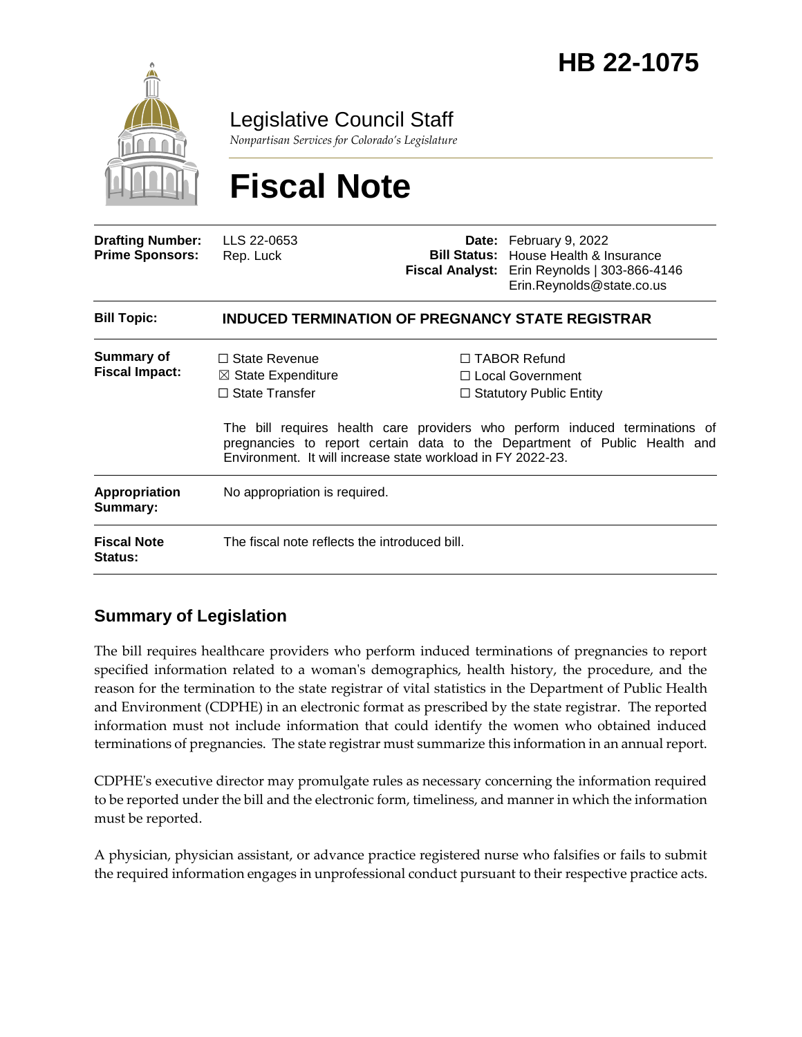# HB 22-1075

Legislative Council Staff

*Nonpartisan Services for Colorado's Legislature*

# Fiscal Note

| | | | |
|---|---|---|---|
| **Drafting Number:** | LLS 22-0653 | **Date:** | February 9, 2022 |
| **Prime Sponsors:** | Rep. Luck | **Bill Status:** | House Health & Insurance |
| | | **Fiscal Analyst:** | Erin Reynolds \| 303-866-4146 Erin.Reynolds@state.co.us |

| | |
|---|---|
| **Bill Topic:** | **INDUCED TERMINATION OF PREGNANCY STATE REGISTRAR** |
| **Summary of Fiscal Impact:** | ☐ State Revenue ☒ State Expenditure ☐ State Transfer ☐ TABOR Refund ☐ Local Government ☐ Statutory Public Entity<br><br>The bill requires health care providers who perform induced terminations of pregnancies to report certain data to the Department of Public Health and Environment. It will increase state workload in FY 2022-23. |
| **Appropriation Summary:** | No appropriation is required. |
| **Fiscal Note Status:** | The fiscal note reflects the introduced bill. |

## Summary of Legislation

The bill requires healthcare providers who perform induced terminations of pregnancies to report specified information related to a woman's demographics, health history, the procedure, and the reason for the termination to the state registrar of vital statistics in the Department of Public Health and Environment (CDPHE) in an electronic format as prescribed by the state registrar. The reported information must not include information that could identify the women who obtained induced terminations of pregnancies. The state registrar must summarize this information in an annual report.

CDPHE's executive director may promulgate rules as necessary concerning the information required to be reported under the bill and the electronic form, timeliness, and manner in which the information must be reported.

A physician, physician assistant, or advance practice registered nurse who falsifies or fails to submit the required information engages in unprofessional conduct pursuant to their respective practice acts.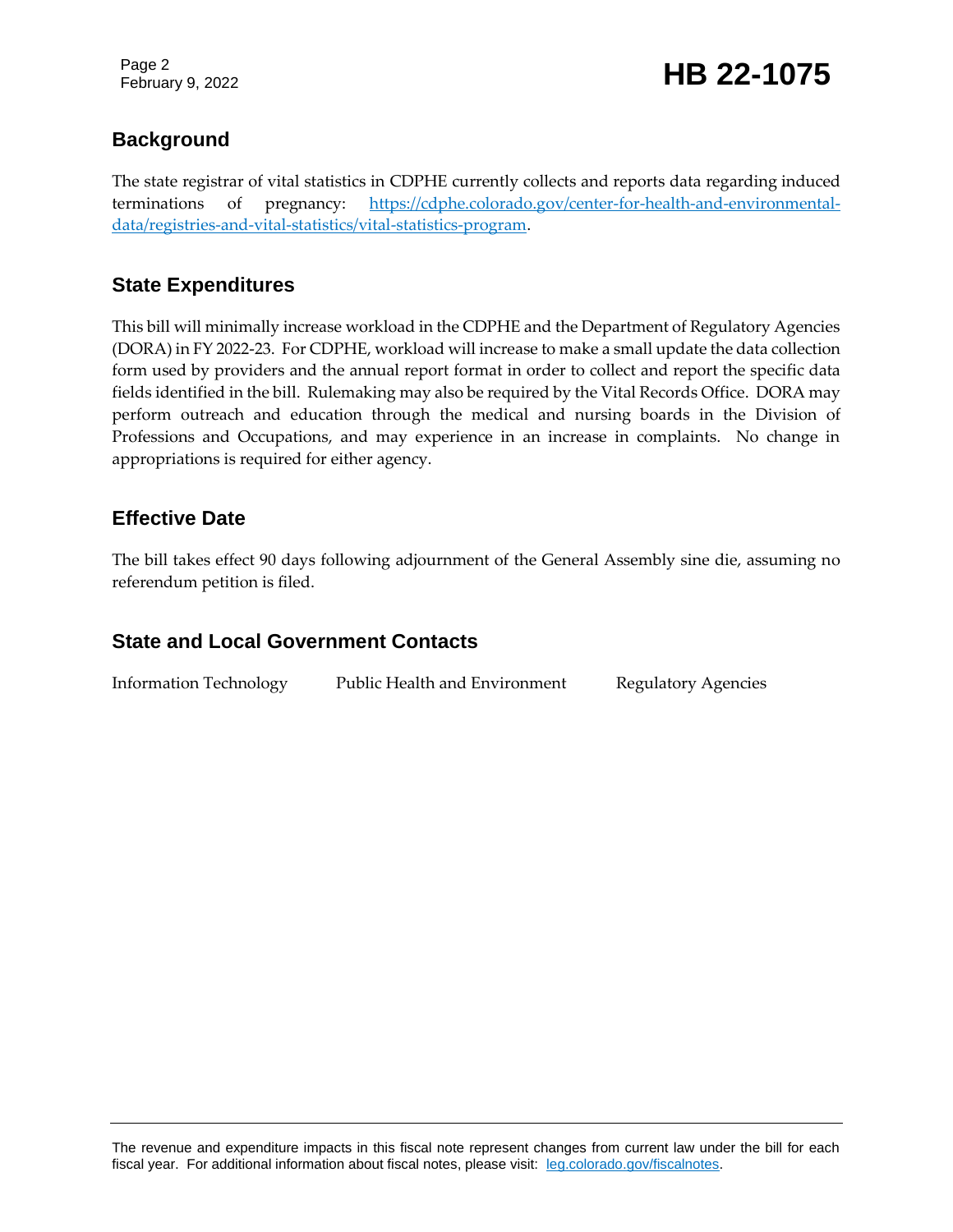## Background

The state registrar of vital statistics in CDPHE currently collects and reports data regarding induced terminations of pregnancy: [https://cdphe.colorado.gov/center-for-health-and-environmental-data/registries-and-vital-statistics/vital-statistics-program](https://cdphe.colorado.gov/center-for-health-and-environmental-data/registries-and-vital-statistics/vital-statistics-program).

## State Expenditures

This bill will minimally increase workload in the CDPHE and the Department of Regulatory Agencies (DORA) in FY 2022-23. For CDPHE, workload will increase to make a small update the data collection form used by providers and the annual report format in order to collect and report the specific data fields identified in the bill. Rulemaking may also be required by the Vital Records Office. DORA may perform outreach and education through the medical and nursing boards in the Division of Professions and Occupations, and may experience in an increase in complaints. No change in appropriations is required for either agency.

## Effective Date

The bill takes effect 90 days following adjournment of the General Assembly sine die, assuming no referendum petition is filed.

## State and Local Government Contacts

Information Technology    Public Health and Environment    Regulatory Agencies

The revenue and expenditure impacts in this fiscal note represent changes from current law under the bill for each fiscal year. For additional information about fiscal notes, please visit: [leg.colorado.gov/fiscalnotes](https://leg.colorado.gov/fiscalnotes).